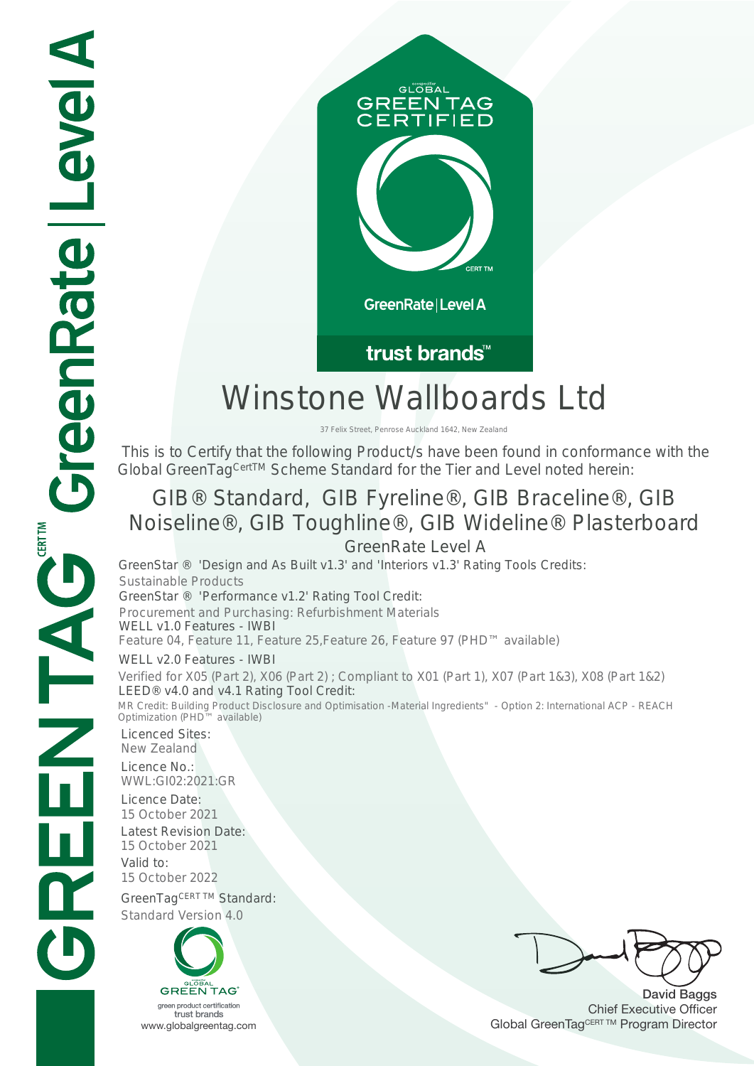GLOBAL GREEN TAG CERTIFIED

CERT TM

GreenRate | Level A

trust brands™

# Winstone Wallboards Ltd

37 Felix Street, Penrose Auckland 1642, New Zealand

This is to Certify that the following Product/s have been found in conformance with the Global GreenTag CertTM Scheme Standard for the Tier and Level noted herein:

## GIB® Standard, GIB Fyreline®, GIB Braceline®, GIB Noiseline®, GIB Toughline®, GIB Wideline® Plasterboard

### GreenRate Level A

GreenStar ® 'Design and As Built v1.3' and 'Interiors v1.3' Rating Tools Credits:
Sustainable Products

GreenStar ® 'Performance v1.2' Rating Tool Credit:
Procurement and Purchasing: Refurbishment Materials

WELL v1.0 Features - IWBI
Feature 04, Feature 11, Feature 25,Feature 26, Feature 97 (PHD™ available)

WELL v2.0 Features - IWBI
Verified for X05 (Part 2), X06 (Part 2) ; Compliant to X01 (Part 1), X07 (Part 1&3), X08 (Part 1&2)

LEED® v4.0 and v4.1 Rating Tool Credit:
MR Credit: Building Product Disclosure and Optimisation -Material Ingredients" - Option 2: International ACP - REACH Optimization (PHD™ available)

Licenced Sites:
New Zealand

Licence No.:
WWL:GI02:2021:GR

Licence Date:
15 October 2021

Latest Revision Date:
15 October 2021

Valid to:
15 October 2022

GreenTag CERT TM Standard:
Standard Version 4.0

GLOBAL GREEN TAG
green product certification
trust brands
www.globalgreentag.com

David Baggs
Chief Executive Officer
Global GreenTag CERT TM Program Director

GREENTAG CERT TM GreenRate | Level A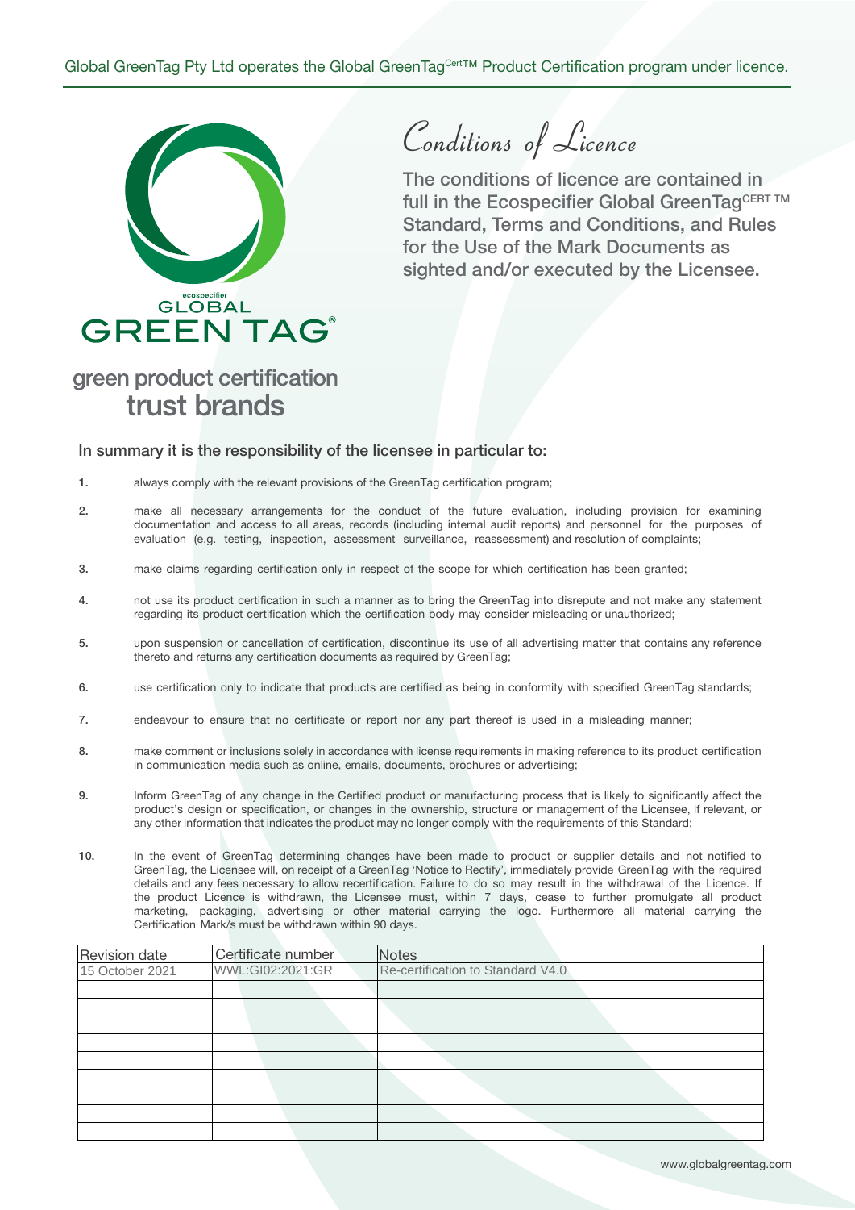Global GreenTag Pty Ltd operates the Global GreenTag[Cert]™ Product Certification program under licence.

GLOBAL GREEN TAG®

green product certification
trust brands

# Conditions of Licence

**The conditions of licence are contained in full in the Ecospecifier Global GreenTag[CERT TM] Standard, Terms and Conditions, and Rules for the Use of the Mark Documents as sighted and/or executed by the Licensee.**

## In summary it is the responsibility of the licensee in particular to:

1. always comply with the relevant provisions of the GreenTag certification program;
2. make all necessary arrangements for the conduct of the future evaluation, including provision for examining documentation and access to all areas, records (including internal audit reports) and personnel for the purposes of evaluation (e.g. testing, inspection, assessment surveillance, reassessment) and resolution of complaints;
3. make claims regarding certification only in respect of the scope for which certification has been granted;
4. not use its product certification in such a manner as to bring the GreenTag into disrepute and not make any statement regarding its product certification which the certification body may consider misleading or unauthorized;
5. upon suspension or cancellation of certification, discontinue its use of all advertising matter that contains any reference thereto and returns any certification documents as required by GreenTag;
6. use certification only to indicate that products are certified as being in conformity with specified GreenTag standards;
7. endeavour to ensure that no certificate or report nor any part thereof is used in a misleading manner;
8. make comment or inclusions solely in accordance with license requirements in making reference to its product certification in communication media such as online, emails, documents, brochures or advertising;
9. Inform GreenTag of any change in the Certified product or manufacturing process that is likely to significantly affect the product's design or specification, or changes in the ownership, structure or management of the Licensee, if relevant, or any other information that indicates the product may no longer comply with the requirements of this Standard;
10. In the event of GreenTag determining changes have been made to product or supplier details and not notified to GreenTag, the Licensee will, on receipt of a GreenTag 'Notice to Rectify', immediately provide GreenTag with the required details and any fees necessary to allow recertification. Failure to do so may result in the withdrawal of the Licence. If the product Licence is withdrawn, the Licensee must, within 7 days, cease to further promulgate all product marketing, packaging, advertising or other material carrying the logo. Furthermore all material carrying the Certification Mark/s must be withdrawn within 90 days.

| Revision date | Certificate number | Notes |
|---|---|---|
| 15 October 2021 | WWL:GI02:2021:GR | Re-certification to Standard V4.0 |
| | | |
| | | |
| | | |
| | | |
| | | |
| | | |
| | | |
| | | |
| | | |

www.globalgreentag.com